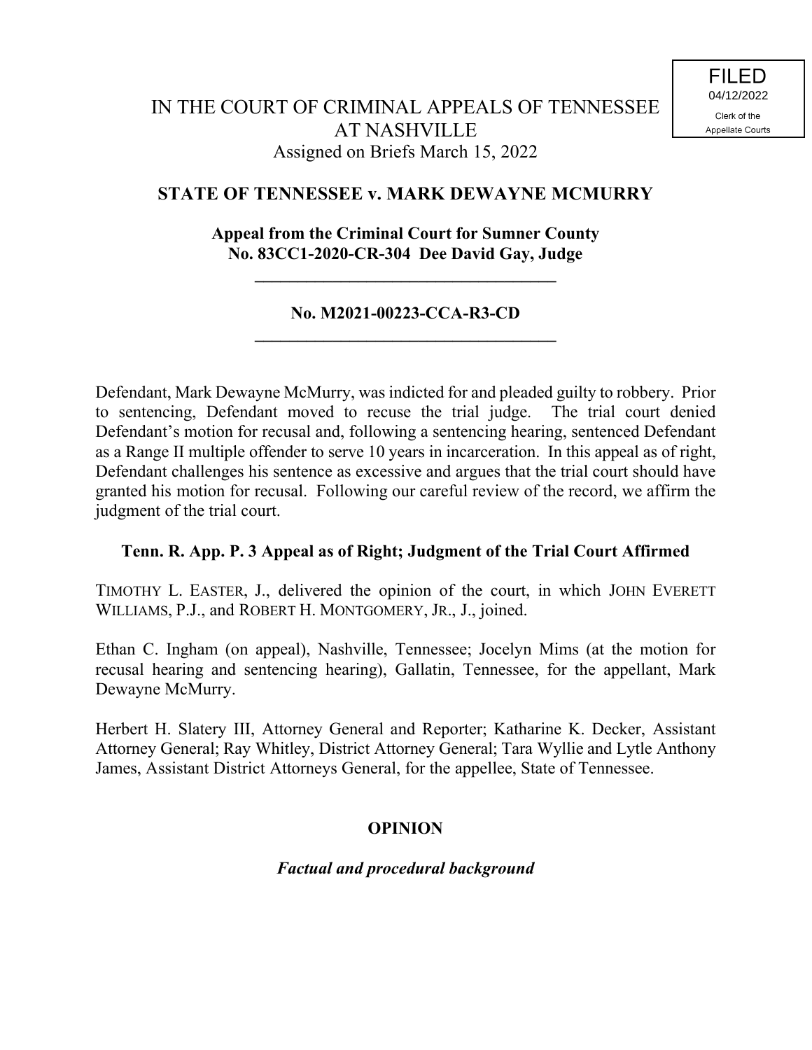FILED
04/12/2022
Clerk of the
Appellate Courts

# IN THE COURT OF CRIMINAL APPEALS OF TENNESSEE AT NASHVILLE

Assigned on Briefs March 15, 2022

## STATE OF TENNESSEE v. MARK DEWAYNE MCMURRY

**Appeal from the Criminal Court for Sumner County**
**No. 83CC1-2020-CR-304 Dee David Gay, Judge**

---

**No. M2021-00223-CCA-R3-CD**

---

Defendant, Mark Dewayne McMurry, was indicted for and pleaded guilty to robbery. Prior to sentencing, Defendant moved to recuse the trial judge. The trial court denied Defendant's motion for recusal and, following a sentencing hearing, sentenced Defendant as a Range II multiple offender to serve 10 years in incarceration. In this appeal as of right, Defendant challenges his sentence as excessive and argues that the trial court should have granted his motion for recusal. Following our careful review of the record, we affirm the judgment of the trial court.

**Tenn. R. App. P. 3 Appeal as of Right; Judgment of the Trial Court Affirmed**

TIMOTHY L. EASTER, J., delivered the opinion of the court, in which JOHN EVERETT WILLIAMS, P.J., and ROBERT H. MONTGOMERY, JR., J., joined.

Ethan C. Ingham (on appeal), Nashville, Tennessee; Jocelyn Mims (at the motion for recusal hearing and sentencing hearing), Gallatin, Tennessee, for the appellant, Mark Dewayne McMurry.

Herbert H. Slatery III, Attorney General and Reporter; Katharine K. Decker, Assistant Attorney General; Ray Whitley, District Attorney General; Tara Wyllie and Lytle Anthony James, Assistant District Attorneys General, for the appellee, State of Tennessee.

## OPINION

### *Factual and procedural background*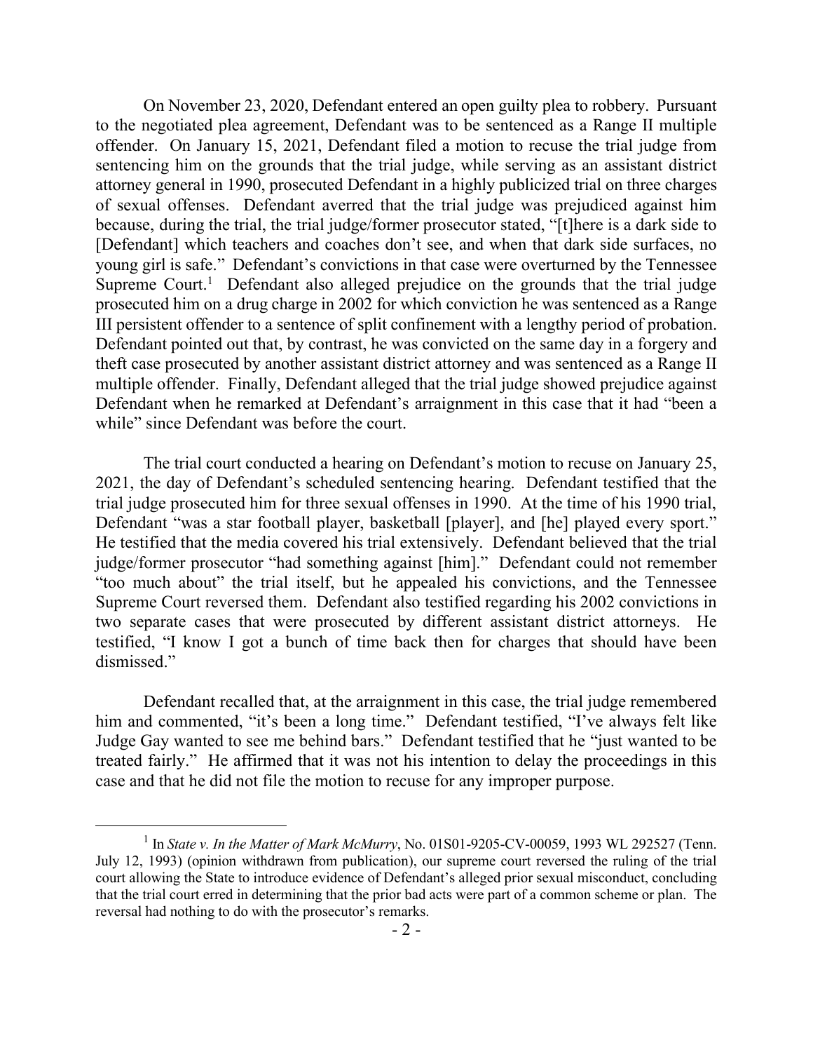On November 23, 2020, Defendant entered an open guilty plea to robbery. Pursuant to the negotiated plea agreement, Defendant was to be sentenced as a Range II multiple offender. On January 15, 2021, Defendant filed a motion to recuse the trial judge from sentencing him on the grounds that the trial judge, while serving as an assistant district attorney general in 1990, prosecuted Defendant in a highly publicized trial on three charges of sexual offenses. Defendant averred that the trial judge was prejudiced against him because, during the trial, the trial judge/former prosecutor stated, "[t]here is a dark side to [Defendant] which teachers and coaches don't see, and when that dark side surfaces, no young girl is safe." Defendant's convictions in that case were overturned by the Tennessee Supreme Court.[1] Defendant also alleged prejudice on the grounds that the trial judge prosecuted him on a drug charge in 2002 for which conviction he was sentenced as a Range III persistent offender to a sentence of split confinement with a lengthy period of probation. Defendant pointed out that, by contrast, he was convicted on the same day in a forgery and theft case prosecuted by another assistant district attorney and was sentenced as a Range II multiple offender. Finally, Defendant alleged that the trial judge showed prejudice against Defendant when he remarked at Defendant's arraignment in this case that it had "been a while" since Defendant was before the court.

The trial court conducted a hearing on Defendant's motion to recuse on January 25, 2021, the day of Defendant's scheduled sentencing hearing. Defendant testified that the trial judge prosecuted him for three sexual offenses in 1990. At the time of his 1990 trial, Defendant "was a star football player, basketball [player], and [he] played every sport." He testified that the media covered his trial extensively. Defendant believed that the trial judge/former prosecutor "had something against [him]." Defendant could not remember "too much about" the trial itself, but he appealed his convictions, and the Tennessee Supreme Court reversed them. Defendant also testified regarding his 2002 convictions in two separate cases that were prosecuted by different assistant district attorneys. He testified, "I know I got a bunch of time back then for charges that should have been dismissed."

Defendant recalled that, at the arraignment in this case, the trial judge remembered him and commented, "it's been a long time." Defendant testified, "I've always felt like Judge Gay wanted to see me behind bars." Defendant testified that he "just wanted to be treated fairly." He affirmed that it was not his intention to delay the proceedings in this case and that he did not file the motion to recuse for any improper purpose.

---

[1] In *State v. In the Matter of Mark McMurry*, No. 01S01-9205-CV-00059, 1993 WL 292527 (Tenn. July 12, 1993) (opinion withdrawn from publication), our supreme court reversed the ruling of the trial court allowing the State to introduce evidence of Defendant's alleged prior sexual misconduct, concluding that the trial court erred in determining that the prior bad acts were part of a common scheme or plan. The reversal had nothing to do with the prosecutor's remarks.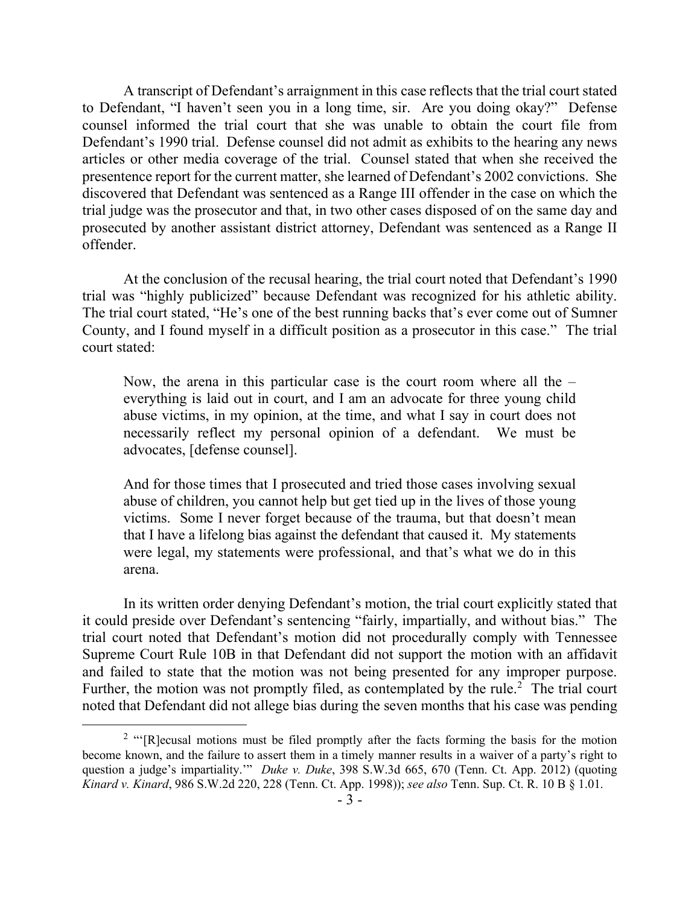A transcript of Defendant's arraignment in this case reflects that the trial court stated to Defendant, "I haven't seen you in a long time, sir. Are you doing okay?" Defense counsel informed the trial court that she was unable to obtain the court file from Defendant's 1990 trial. Defense counsel did not admit as exhibits to the hearing any news articles or other media coverage of the trial. Counsel stated that when she received the presentence report for the current matter, she learned of Defendant's 2002 convictions. She discovered that Defendant was sentenced as a Range III offender in the case on which the trial judge was the prosecutor and that, in two other cases disposed of on the same day and prosecuted by another assistant district attorney, Defendant was sentenced as a Range II offender.

At the conclusion of the recusal hearing, the trial court noted that Defendant's 1990 trial was "highly publicized" because Defendant was recognized for his athletic ability. The trial court stated, "He's one of the best running backs that's ever come out of Sumner County, and I found myself in a difficult position as a prosecutor in this case." The trial court stated:

> Now, the arena in this particular case is the court room where all the – everything is laid out in court, and I am an advocate for three young child abuse victims, in my opinion, at the time, and what I say in court does not necessarily reflect my personal opinion of a defendant. We must be advocates, [defense counsel].
>
> And for those times that I prosecuted and tried those cases involving sexual abuse of children, you cannot help but get tied up in the lives of those young victims. Some I never forget because of the trauma, but that doesn't mean that I have a lifelong bias against the defendant that caused it. My statements were legal, my statements were professional, and that's what we do in this arena.

In its written order denying Defendant's motion, the trial court explicitly stated that it could preside over Defendant's sentencing "fairly, impartially, and without bias." The trial court noted that Defendant's motion did not procedurally comply with Tennessee Supreme Court Rule 10B in that Defendant did not support the motion with an affidavit and failed to state that the motion was not being presented for any improper purpose. Further, the motion was not promptly filed, as contemplated by the rule.[2] The trial court noted that Defendant did not allege bias during the seven months that his case was pending

---

[2] "'[R]ecusal motions must be filed promptly after the facts forming the basis for the motion become known, and the failure to assert them in a timely manner results in a waiver of a party's right to question a judge's impartiality.'" *Duke v. Duke*, 398 S.W.3d 665, 670 (Tenn. Ct. App. 2012) (quoting *Kinard v. Kinard*, 986 S.W.2d 220, 228 (Tenn. Ct. App. 1998)); *see also* Tenn. Sup. Ct. R. 10 B § 1.01.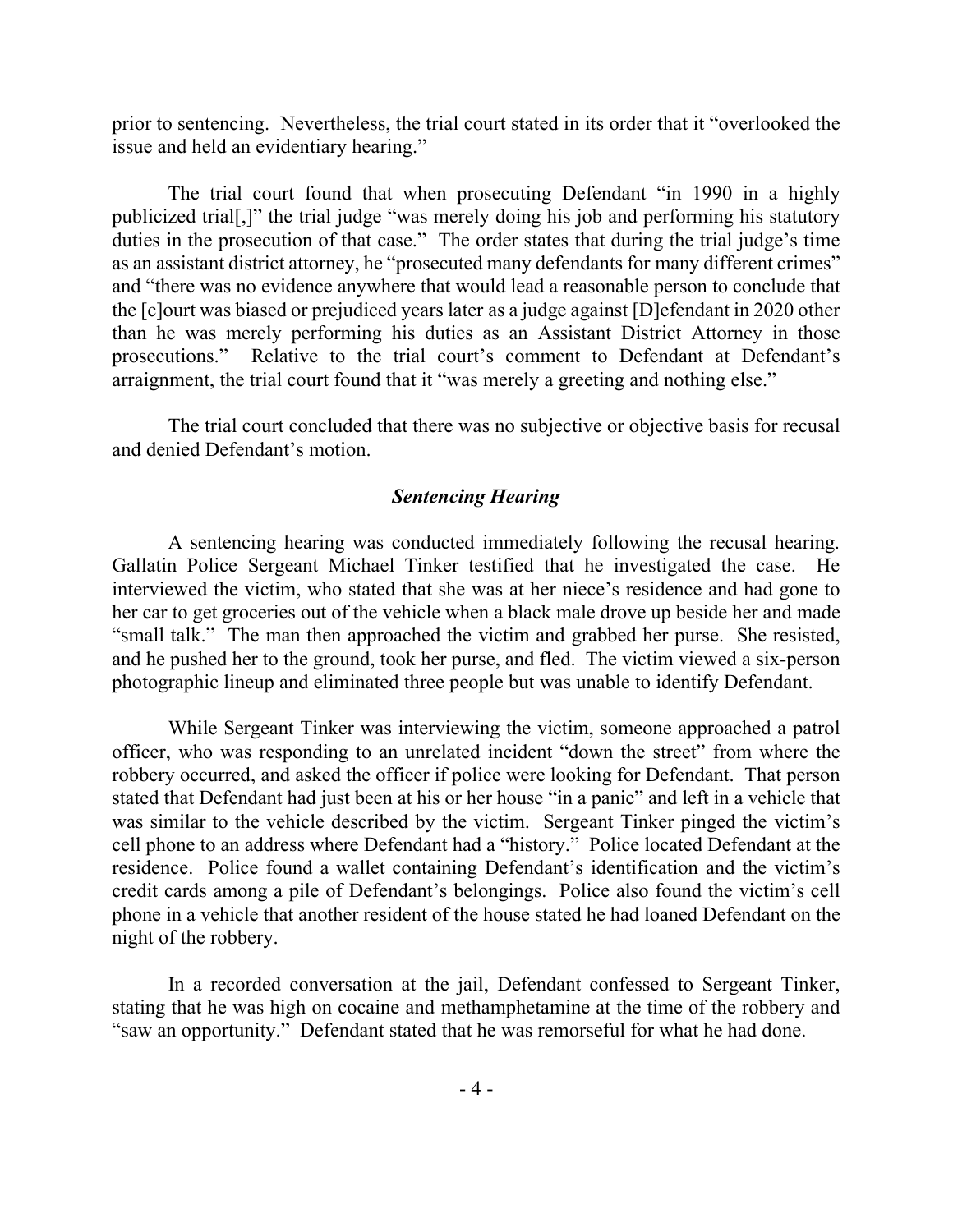prior to sentencing. Nevertheless, the trial court stated in its order that it "overlooked the issue and held an evidentiary hearing."

The trial court found that when prosecuting Defendant "in 1990 in a highly publicized trial[,]" the trial judge "was merely doing his job and performing his statutory duties in the prosecution of that case." The order states that during the trial judge's time as an assistant district attorney, he "prosecuted many defendants for many different crimes" and "there was no evidence anywhere that would lead a reasonable person to conclude that the [c]ourt was biased or prejudiced years later as a judge against [D]efendant in 2020 other than he was merely performing his duties as an Assistant District Attorney in those prosecutions." Relative to the trial court's comment to Defendant at Defendant's arraignment, the trial court found that it "was merely a greeting and nothing else."

The trial court concluded that there was no subjective or objective basis for recusal and denied Defendant's motion.

### *Sentencing Hearing*

A sentencing hearing was conducted immediately following the recusal hearing. Gallatin Police Sergeant Michael Tinker testified that he investigated the case. He interviewed the victim, who stated that she was at her niece's residence and had gone to her car to get groceries out of the vehicle when a black male drove up beside her and made "small talk." The man then approached the victim and grabbed her purse. She resisted, and he pushed her to the ground, took her purse, and fled. The victim viewed a six-person photographic lineup and eliminated three people but was unable to identify Defendant.

While Sergeant Tinker was interviewing the victim, someone approached a patrol officer, who was responding to an unrelated incident "down the street" from where the robbery occurred, and asked the officer if police were looking for Defendant. That person stated that Defendant had just been at his or her house "in a panic" and left in a vehicle that was similar to the vehicle described by the victim. Sergeant Tinker pinged the victim's cell phone to an address where Defendant had a "history." Police located Defendant at the residence. Police found a wallet containing Defendant's identification and the victim's credit cards among a pile of Defendant's belongings. Police also found the victim's cell phone in a vehicle that another resident of the house stated he had loaned Defendant on the night of the robbery.

In a recorded conversation at the jail, Defendant confessed to Sergeant Tinker, stating that he was high on cocaine and methamphetamine at the time of the robbery and "saw an opportunity." Defendant stated that he was remorseful for what he had done.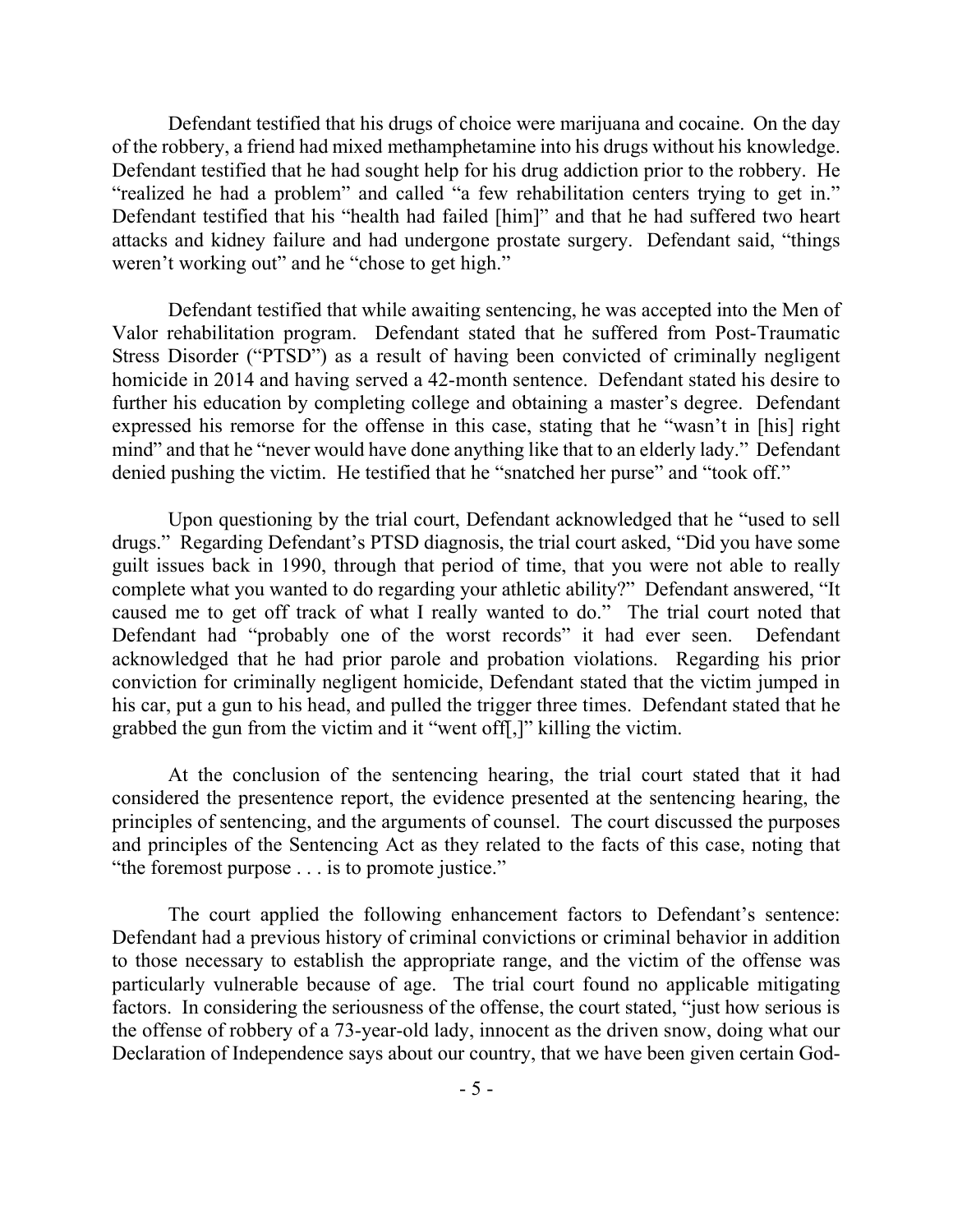Defendant testified that his drugs of choice were marijuana and cocaine. On the day of the robbery, a friend had mixed methamphetamine into his drugs without his knowledge. Defendant testified that he had sought help for his drug addiction prior to the robbery. He "realized he had a problem" and called "a few rehabilitation centers trying to get in." Defendant testified that his "health had failed [him]" and that he had suffered two heart attacks and kidney failure and had undergone prostate surgery. Defendant said, "things weren't working out" and he "chose to get high."

Defendant testified that while awaiting sentencing, he was accepted into the Men of Valor rehabilitation program. Defendant stated that he suffered from Post-Traumatic Stress Disorder ("PTSD") as a result of having been convicted of criminally negligent homicide in 2014 and having served a 42-month sentence. Defendant stated his desire to further his education by completing college and obtaining a master's degree. Defendant expressed his remorse for the offense in this case, stating that he "wasn't in [his] right mind" and that he "never would have done anything like that to an elderly lady." Defendant denied pushing the victim. He testified that he "snatched her purse" and "took off."

Upon questioning by the trial court, Defendant acknowledged that he "used to sell drugs." Regarding Defendant's PTSD diagnosis, the trial court asked, "Did you have some guilt issues back in 1990, through that period of time, that you were not able to really complete what you wanted to do regarding your athletic ability?" Defendant answered, "It caused me to get off track of what I really wanted to do." The trial court noted that Defendant had "probably one of the worst records" it had ever seen. Defendant acknowledged that he had prior parole and probation violations. Regarding his prior conviction for criminally negligent homicide, Defendant stated that the victim jumped in his car, put a gun to his head, and pulled the trigger three times. Defendant stated that he grabbed the gun from the victim and it "went off[,]" killing the victim.

At the conclusion of the sentencing hearing, the trial court stated that it had considered the presentence report, the evidence presented at the sentencing hearing, the principles of sentencing, and the arguments of counsel. The court discussed the purposes and principles of the Sentencing Act as they related to the facts of this case, noting that "the foremost purpose . . . is to promote justice."

The court applied the following enhancement factors to Defendant's sentence: Defendant had a previous history of criminal convictions or criminal behavior in addition to those necessary to establish the appropriate range, and the victim of the offense was particularly vulnerable because of age. The trial court found no applicable mitigating factors. In considering the seriousness of the offense, the court stated, "just how serious is the offense of robbery of a 73-year-old lady, innocent as the driven snow, doing what our Declaration of Independence says about our country, that we have been given certain God-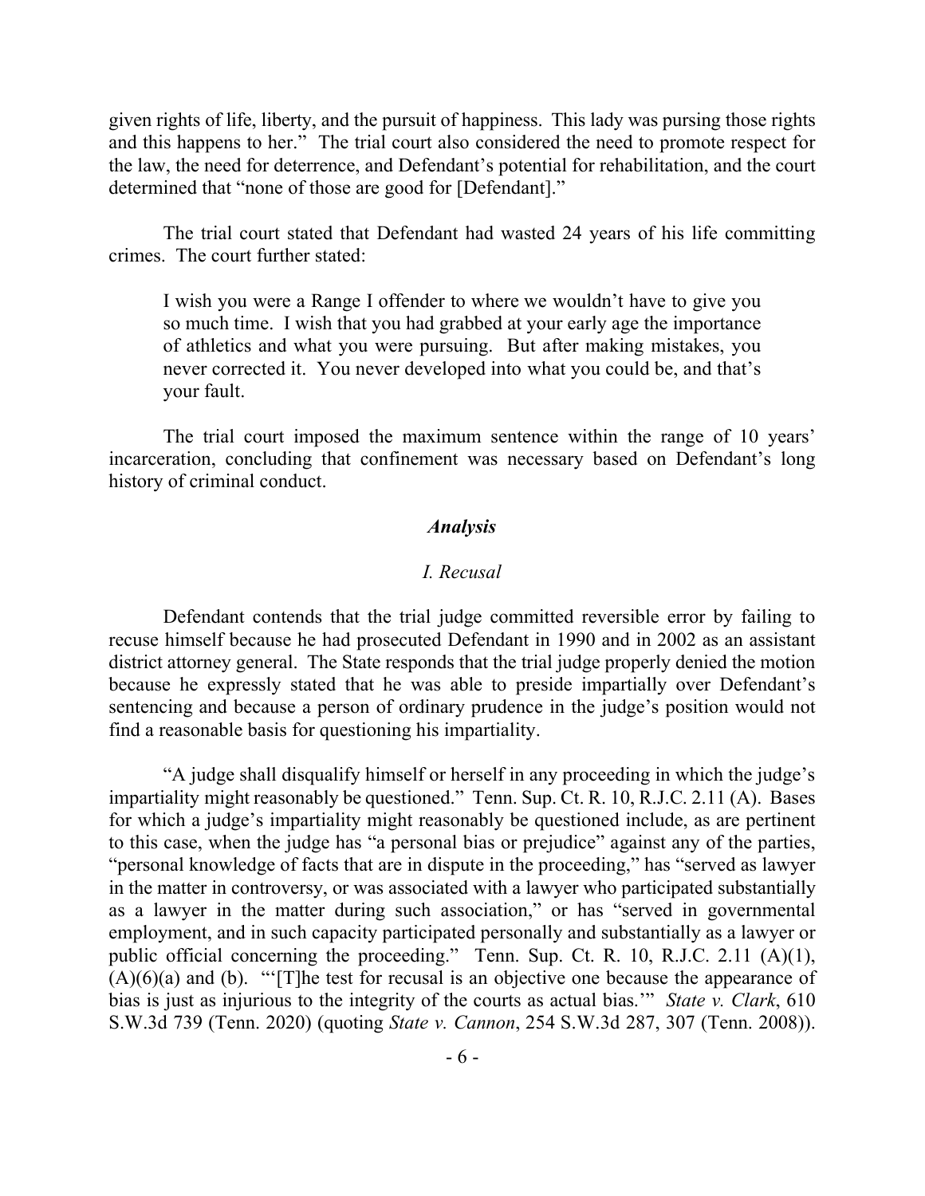given rights of life, liberty, and the pursuit of happiness. This lady was pursing those rights and this happens to her." The trial court also considered the need to promote respect for the law, the need for deterrence, and Defendant's potential for rehabilitation, and the court determined that "none of those are good for [Defendant]."

The trial court stated that Defendant had wasted 24 years of his life committing crimes. The court further stated:

> I wish you were a Range I offender to where we wouldn't have to give you so much time. I wish that you had grabbed at your early age the importance of athletics and what you were pursuing. But after making mistakes, you never corrected it. You never developed into what you could be, and that's your fault.

The trial court imposed the maximum sentence within the range of 10 years' incarceration, concluding that confinement was necessary based on Defendant's long history of criminal conduct.

## *Analysis*

### *I. Recusal*

Defendant contends that the trial judge committed reversible error by failing to recuse himself because he had prosecuted Defendant in 1990 and in 2002 as an assistant district attorney general. The State responds that the trial judge properly denied the motion because he expressly stated that he was able to preside impartially over Defendant's sentencing and because a person of ordinary prudence in the judge's position would not find a reasonable basis for questioning his impartiality.

"A judge shall disqualify himself or herself in any proceeding in which the judge's impartiality might reasonably be questioned." Tenn. Sup. Ct. R. 10, R.J.C. 2.11 (A). Bases for which a judge's impartiality might reasonably be questioned include, as are pertinent to this case, when the judge has "a personal bias or prejudice" against any of the parties, "personal knowledge of facts that are in dispute in the proceeding," has "served as lawyer in the matter in controversy, or was associated with a lawyer who participated substantially as a lawyer in the matter during such association," or has "served in governmental employment, and in such capacity participated personally and substantially as a lawyer or public official concerning the proceeding." Tenn. Sup. Ct. R. 10, R.J.C. 2.11 (A)(1), (A)(6)(a) and (b). "'[T]he test for recusal is an objective one because the appearance of bias is just as injurious to the integrity of the courts as actual bias.'" *State v. Clark*, 610 S.W.3d 739 (Tenn. 2020) (quoting *State v. Cannon*, 254 S.W.3d 287, 307 (Tenn. 2008)).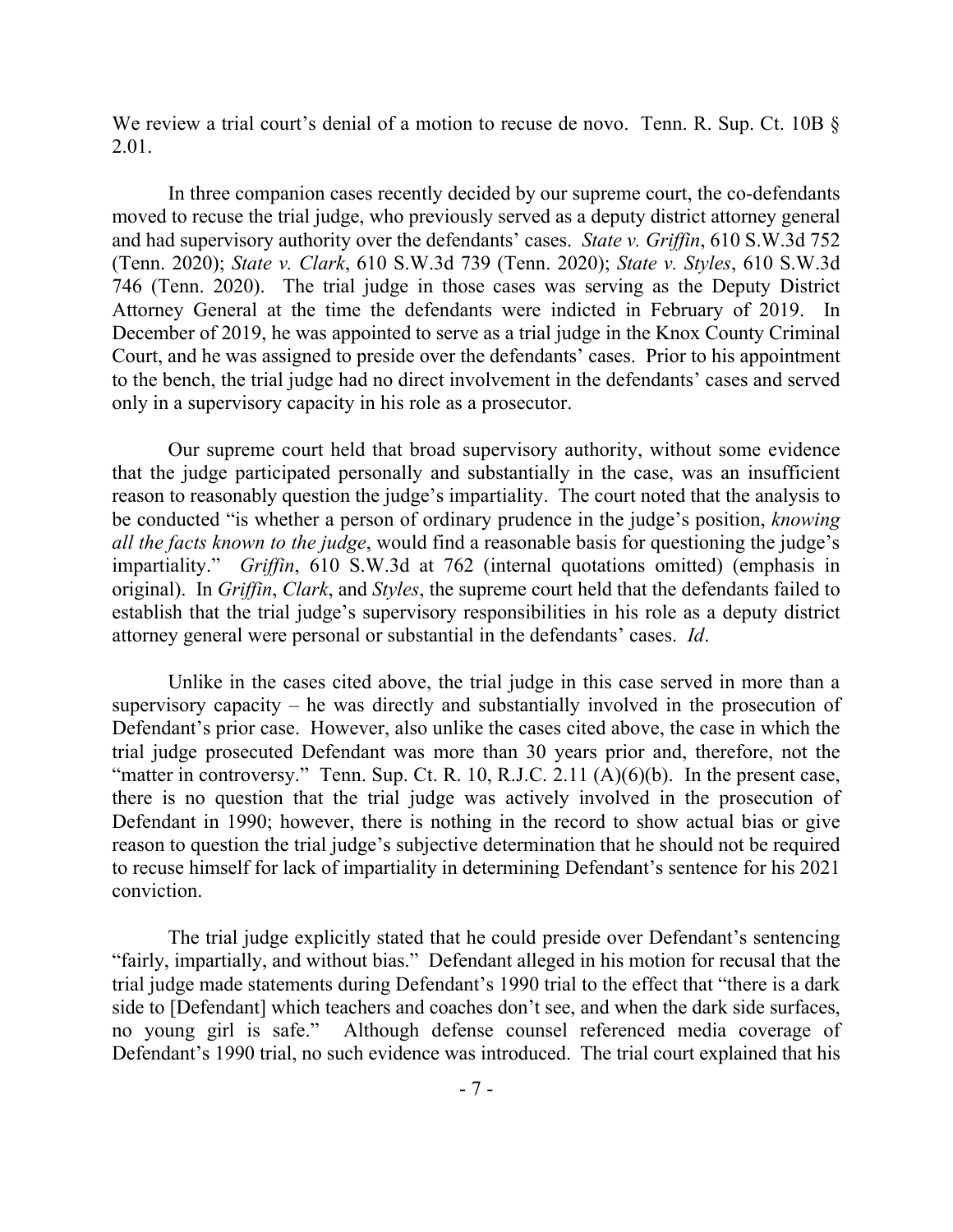We review a trial court's denial of a motion to recuse de novo. Tenn. R. Sup. Ct. 10B § 2.01.

In three companion cases recently decided by our supreme court, the co-defendants moved to recuse the trial judge, who previously served as a deputy district attorney general and had supervisory authority over the defendants' cases. *State v. Griffin*, 610 S.W.3d 752 (Tenn. 2020); *State v. Clark*, 610 S.W.3d 739 (Tenn. 2020); *State v. Styles*, 610 S.W.3d 746 (Tenn. 2020). The trial judge in those cases was serving as the Deputy District Attorney General at the time the defendants were indicted in February of 2019. In December of 2019, he was appointed to serve as a trial judge in the Knox County Criminal Court, and he was assigned to preside over the defendants' cases. Prior to his appointment to the bench, the trial judge had no direct involvement in the defendants' cases and served only in a supervisory capacity in his role as a prosecutor.

Our supreme court held that broad supervisory authority, without some evidence that the judge participated personally and substantially in the case, was an insufficient reason to reasonably question the judge's impartiality. The court noted that the analysis to be conducted "is whether a person of ordinary prudence in the judge's position, *knowing all the facts known to the judge*, would find a reasonable basis for questioning the judge's impartiality." *Griffin*, 610 S.W.3d at 762 (internal quotations omitted) (emphasis in original). In *Griffin*, *Clark*, and *Styles*, the supreme court held that the defendants failed to establish that the trial judge's supervisory responsibilities in his role as a deputy district attorney general were personal or substantial in the defendants' cases. *Id*.

Unlike in the cases cited above, the trial judge in this case served in more than a supervisory capacity – he was directly and substantially involved in the prosecution of Defendant's prior case. However, also unlike the cases cited above, the case in which the trial judge prosecuted Defendant was more than 30 years prior and, therefore, not the "matter in controversy." Tenn. Sup. Ct. R. 10, R.J.C. 2.11 (A)(6)(b). In the present case, there is no question that the trial judge was actively involved in the prosecution of Defendant in 1990; however, there is nothing in the record to show actual bias or give reason to question the trial judge's subjective determination that he should not be required to recuse himself for lack of impartiality in determining Defendant's sentence for his 2021 conviction.

The trial judge explicitly stated that he could preside over Defendant's sentencing "fairly, impartially, and without bias." Defendant alleged in his motion for recusal that the trial judge made statements during Defendant's 1990 trial to the effect that "there is a dark side to [Defendant] which teachers and coaches don't see, and when the dark side surfaces, no young girl is safe." Although defense counsel referenced media coverage of Defendant's 1990 trial, no such evidence was introduced. The trial court explained that his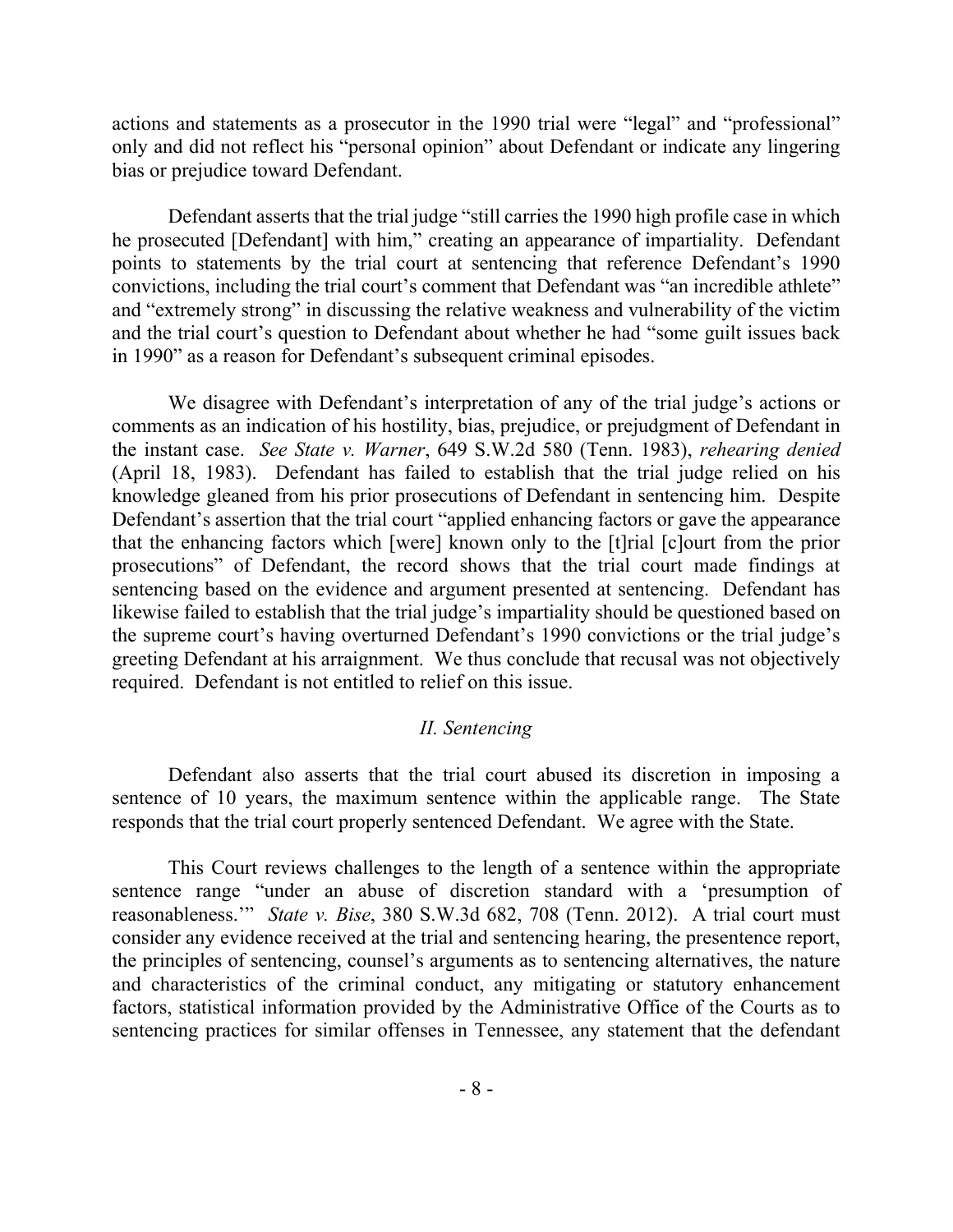actions and statements as a prosecutor in the 1990 trial were "legal" and "professional" only and did not reflect his "personal opinion" about Defendant or indicate any lingering bias or prejudice toward Defendant.

Defendant asserts that the trial judge "still carries the 1990 high profile case in which he prosecuted [Defendant] with him," creating an appearance of impartiality. Defendant points to statements by the trial court at sentencing that reference Defendant's 1990 convictions, including the trial court's comment that Defendant was "an incredible athlete" and "extremely strong" in discussing the relative weakness and vulnerability of the victim and the trial court's question to Defendant about whether he had "some guilt issues back in 1990" as a reason for Defendant's subsequent criminal episodes.

We disagree with Defendant's interpretation of any of the trial judge's actions or comments as an indication of his hostility, bias, prejudice, or prejudgment of Defendant in the instant case. *See State v. Warner*, 649 S.W.2d 580 (Tenn. 1983), *rehearing denied* (April 18, 1983). Defendant has failed to establish that the trial judge relied on his knowledge gleaned from his prior prosecutions of Defendant in sentencing him. Despite Defendant's assertion that the trial court "applied enhancing factors or gave the appearance that the enhancing factors which [were] known only to the [t]rial [c]ourt from the prior prosecutions" of Defendant, the record shows that the trial court made findings at sentencing based on the evidence and argument presented at sentencing. Defendant has likewise failed to establish that the trial judge's impartiality should be questioned based on the supreme court's having overturned Defendant's 1990 convictions or the trial judge's greeting Defendant at his arraignment. We thus conclude that recusal was not objectively required. Defendant is not entitled to relief on this issue.

### *II. Sentencing*

Defendant also asserts that the trial court abused its discretion in imposing a sentence of 10 years, the maximum sentence within the applicable range. The State responds that the trial court properly sentenced Defendant. We agree with the State.

This Court reviews challenges to the length of a sentence within the appropriate sentence range "under an abuse of discretion standard with a 'presumption of reasonableness.'" *State v. Bise*, 380 S.W.3d 682, 708 (Tenn. 2012). A trial court must consider any evidence received at the trial and sentencing hearing, the presentence report, the principles of sentencing, counsel's arguments as to sentencing alternatives, the nature and characteristics of the criminal conduct, any mitigating or statutory enhancement factors, statistical information provided by the Administrative Office of the Courts as to sentencing practices for similar offenses in Tennessee, any statement that the defendant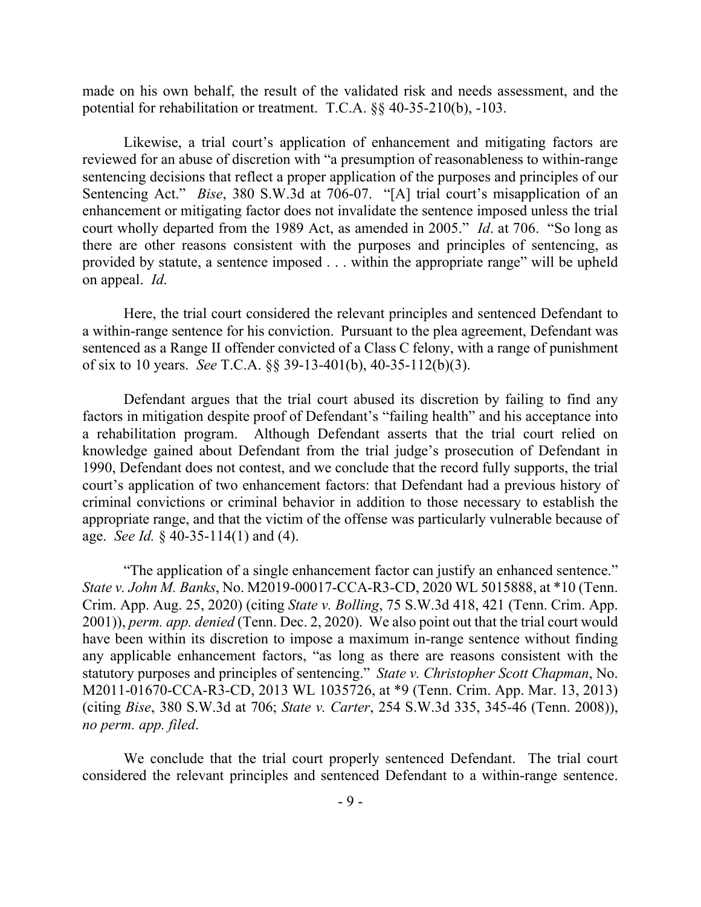made on his own behalf, the result of the validated risk and needs assessment, and the potential for rehabilitation or treatment. T.C.A. §§ 40-35-210(b), -103.

Likewise, a trial court's application of enhancement and mitigating factors are reviewed for an abuse of discretion with "a presumption of reasonableness to within-range sentencing decisions that reflect a proper application of the purposes and principles of our Sentencing Act." *Bise*, 380 S.W.3d at 706-07. "[A] trial court's misapplication of an enhancement or mitigating factor does not invalidate the sentence imposed unless the trial court wholly departed from the 1989 Act, as amended in 2005." *Id*. at 706. "So long as there are other reasons consistent with the purposes and principles of sentencing, as provided by statute, a sentence imposed . . . within the appropriate range" will be upheld on appeal. *Id*.

Here, the trial court considered the relevant principles and sentenced Defendant to a within-range sentence for his conviction. Pursuant to the plea agreement, Defendant was sentenced as a Range II offender convicted of a Class C felony, with a range of punishment of six to 10 years. *See* T.C.A. §§ 39-13-401(b), 40-35-112(b)(3).

Defendant argues that the trial court abused its discretion by failing to find any factors in mitigation despite proof of Defendant's "failing health" and his acceptance into a rehabilitation program. Although Defendant asserts that the trial court relied on knowledge gained about Defendant from the trial judge's prosecution of Defendant in 1990, Defendant does not contest, and we conclude that the record fully supports, the trial court's application of two enhancement factors: that Defendant had a previous history of criminal convictions or criminal behavior in addition to those necessary to establish the appropriate range, and that the victim of the offense was particularly vulnerable because of age. *See Id.* § 40-35-114(1) and (4).

"The application of a single enhancement factor can justify an enhanced sentence." *State v. John M. Banks*, No. M2019-00017-CCA-R3-CD, 2020 WL 5015888, at \*10 (Tenn. Crim. App. Aug. 25, 2020) (citing *State v. Bolling*, 75 S.W.3d 418, 421 (Tenn. Crim. App. 2001)), *perm. app. denied* (Tenn. Dec. 2, 2020). We also point out that the trial court would have been within its discretion to impose a maximum in-range sentence without finding any applicable enhancement factors, "as long as there are reasons consistent with the statutory purposes and principles of sentencing." *State v. Christopher Scott Chapman*, No. M2011-01670-CCA-R3-CD, 2013 WL 1035726, at \*9 (Tenn. Crim. App. Mar. 13, 2013) (citing *Bise*, 380 S.W.3d at 706; *State v. Carter*, 254 S.W.3d 335, 345-46 (Tenn. 2008)), *no perm. app. filed*.

We conclude that the trial court properly sentenced Defendant. The trial court considered the relevant principles and sentenced Defendant to a within-range sentence.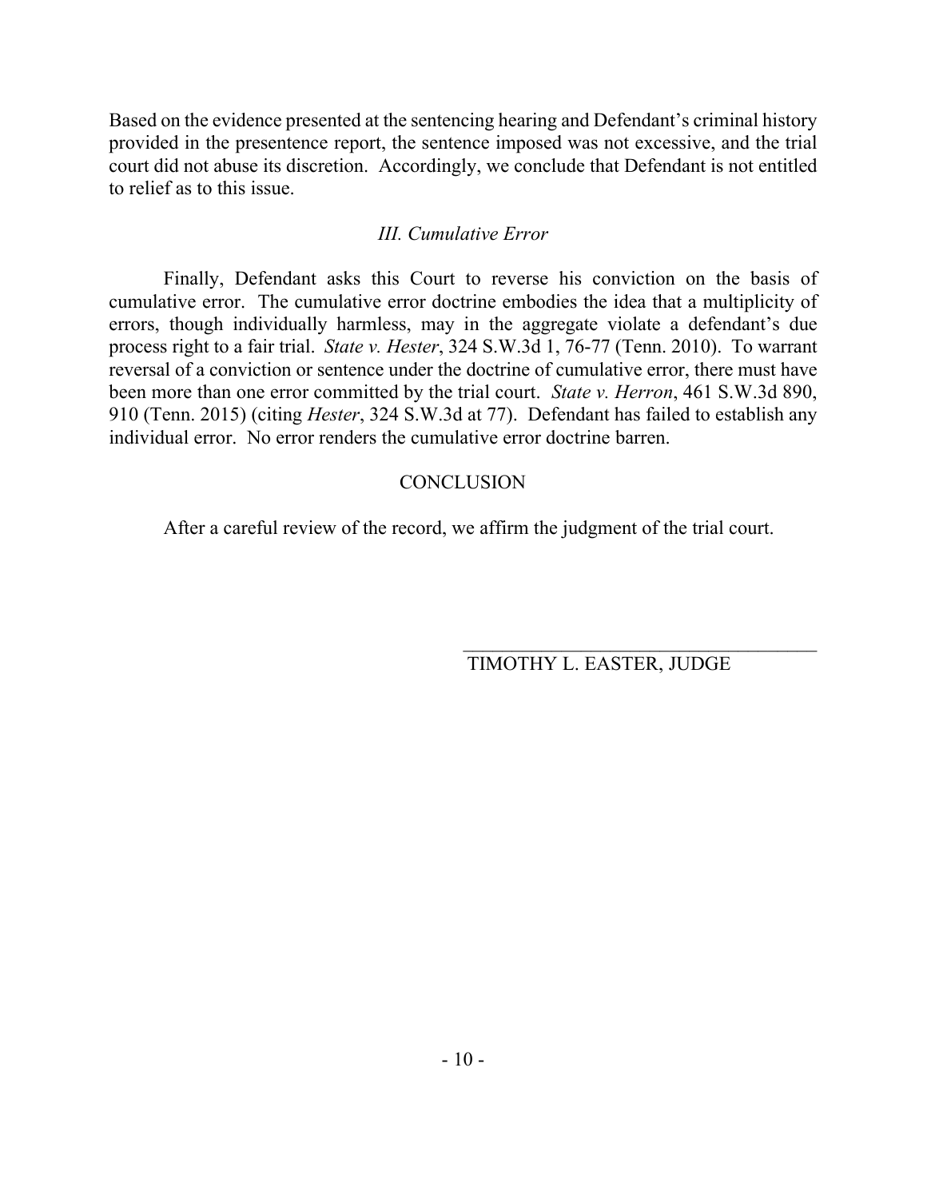Based on the evidence presented at the sentencing hearing and Defendant's criminal history provided in the presentence report, the sentence imposed was not excessive, and the trial court did not abuse its discretion. Accordingly, we conclude that Defendant is not entitled to relief as to this issue.

### *III. Cumulative Error*

Finally, Defendant asks this Court to reverse his conviction on the basis of cumulative error. The cumulative error doctrine embodies the idea that a multiplicity of errors, though individually harmless, may in the aggregate violate a defendant's due process right to a fair trial. *State v. Hester*, 324 S.W.3d 1, 76-77 (Tenn. 2010). To warrant reversal of a conviction or sentence under the doctrine of cumulative error, there must have been more than one error committed by the trial court. *State v. Herron*, 461 S.W.3d 890, 910 (Tenn. 2015) (citing *Hester*, 324 S.W.3d at 77). Defendant has failed to establish any individual error. No error renders the cumulative error doctrine barren.

## CONCLUSION

After a careful review of the record, we affirm the judgment of the trial court.

\_\_\_\_\_\_\_\_\_\_\_\_\_\_\_\_\_\_\_\_\_\_\_\_\_\_\_\_\_\_\_\_\_\_\_\_\_\_\_

TIMOTHY L. EASTER, JUDGE